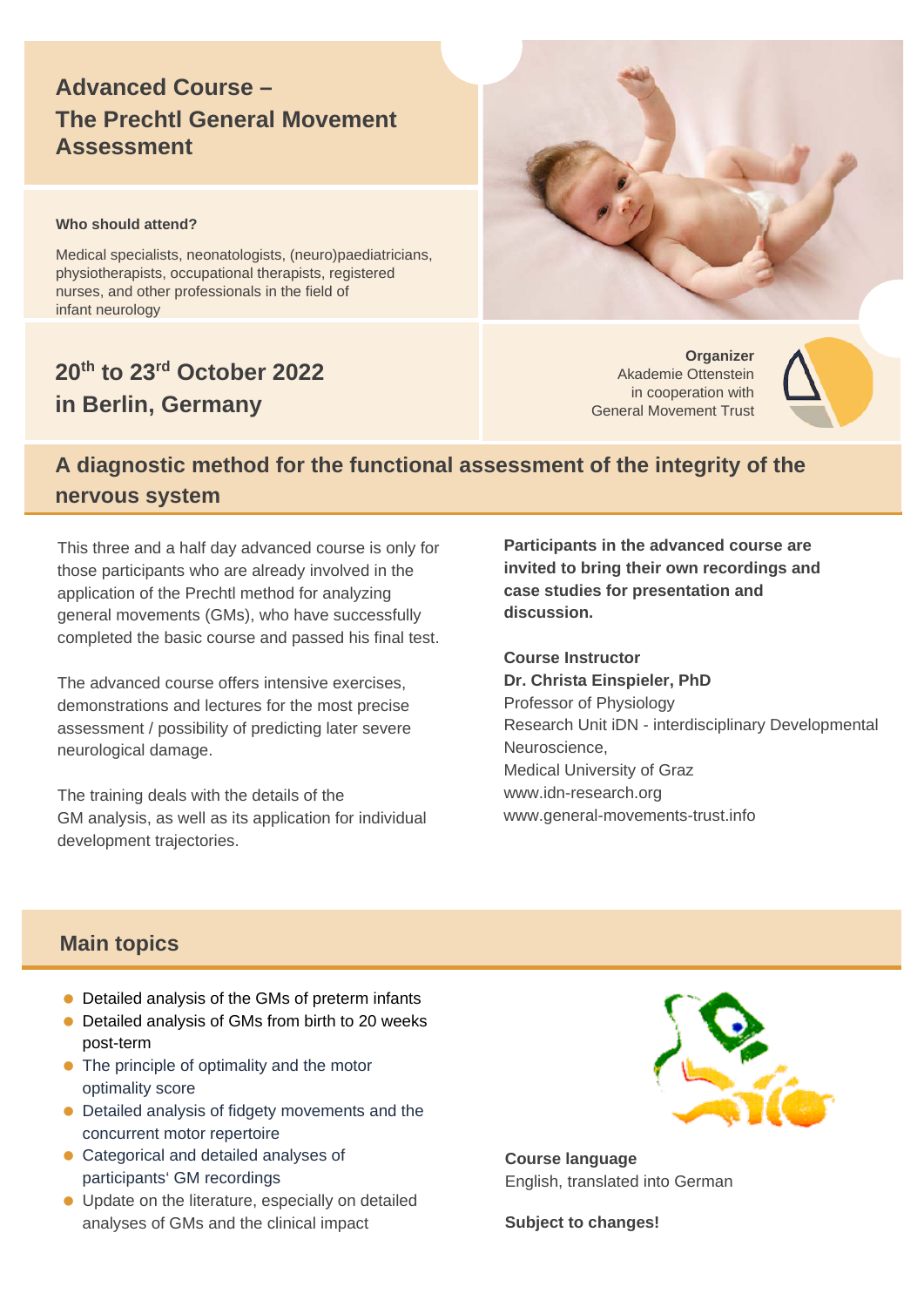# Advanced Course – The Prechtl General Movement Assessment

**Who should attend?**

Medical specialists, neonatologists, (neuro)paediatricians, physiotherapists, occupational therapists, registered nurses, and other professionals in the field of infant neurology

## 20[th] to 23[rd] October 2022 in Berlin, Germany

**Organizer**
Akademie Ottenstein
in cooperation with
General Movement Trust

## A diagnostic method for the functional assessment of the integrity of the nervous system

This three and a half day advanced course is only for those participants who are already involved in the application of the Prechtl method for analyzing general movements (GMs), who have successfully completed the basic course and passed his final test.

The advanced course offers intensive exercises, demonstrations and lectures for the most precise assessment / possibility of predicting later severe neurological damage.

The training deals with the details of the GM analysis, as well as its application for individual development trajectories.

**Participants in the advanced course are invited to bring their own recordings and case studies for presentation and discussion.**

**Course Instructor**
**Dr. Christa Einspieler, PhD**
Professor of Physiology
Research Unit iDN - interdisciplinary Developmental Neuroscience,
Medical University of Graz
www.idn-research.org
www.general-movements-trust.info

## Main topics

- Detailed analysis of the GMs of preterm infants
- Detailed analysis of GMs from birth to 20 weeks post-term
- The principle of optimality and the motor optimality score
- Detailed analysis of fidgety movements and the concurrent motor repertoire
- Categorical and detailed analyses of participants' GM recordings
- Update on the literature, especially on detailed analyses of GMs and the clinical impact

**Course language**
English, translated into German

**Subject to changes!**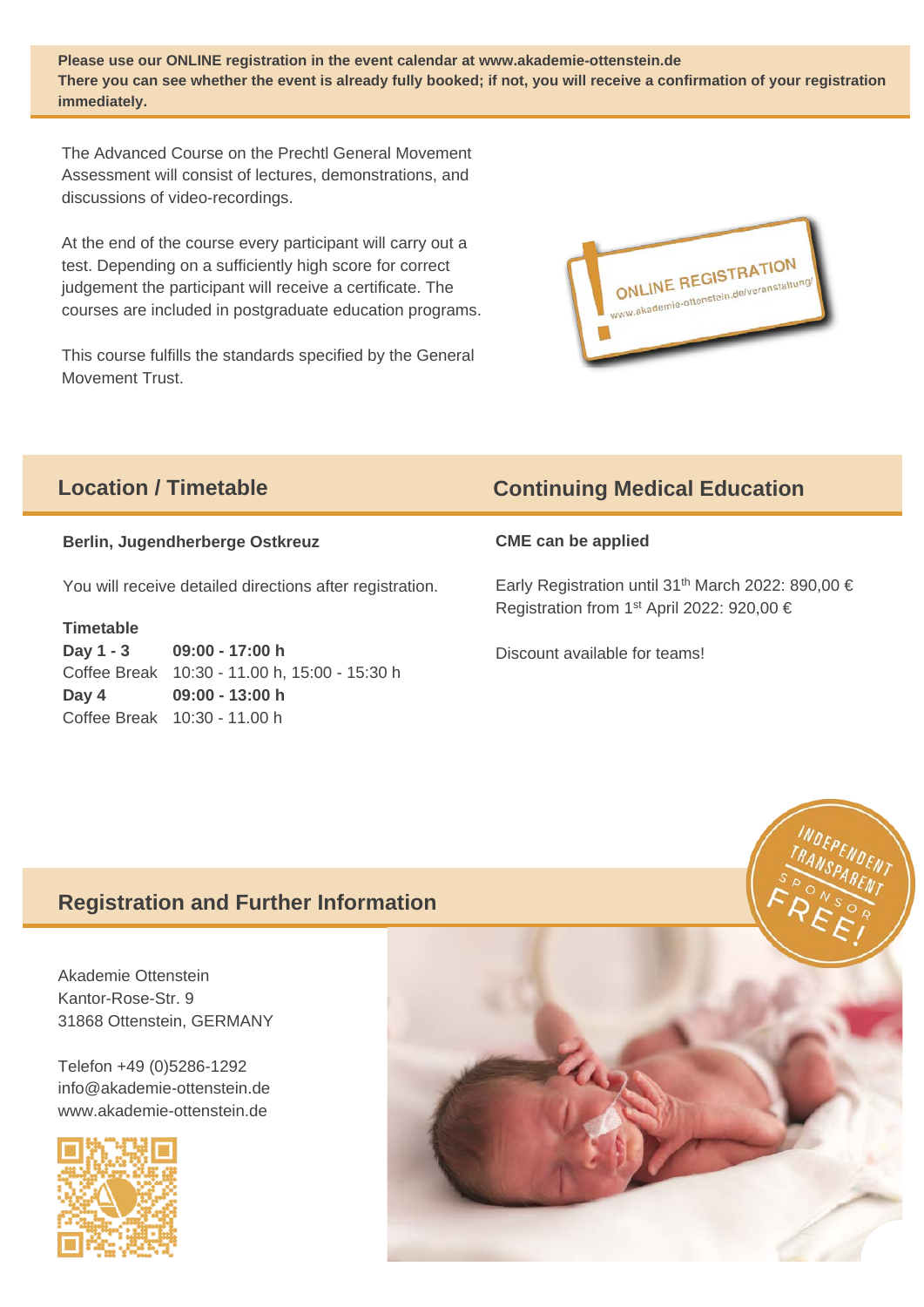**Please use our ONLINE registration in the event calendar at www.akademie-ottenstein.de**
**There you can see whether the event is already fully booked; if not, you will receive a confirmation of your registration immediately.**

The Advanced Course on the Prechtl General Movement Assessment will consist of lectures, demonstrations, and discussions of video-recordings.

At the end of the course every participant will carry out a test. Depending on a sufficiently high score for correct judgement the participant will receive a certificate. The courses are included in postgraduate education programs.

This course fulfills the standards specified by the General Movement Trust.

ONLINE REGISTRATION
www.akademie-ottenstein.de/veranstaltung/

## Location / Timetable

**Berlin, Jugendherberge Ostkreuz**

You will receive detailed directions after registration.

**Timetable**

| | |
|---|---|
| **Day 1 - 3** | **09:00 - 17:00 h** |
| Coffee Break | 10:30 - 11.00 h, 15:00 - 15:30 h |
| **Day 4** | **09:00 - 13:00 h** |
| Coffee Break | 10:30 - 11.00 h |

## Continuing Medical Education

**CME can be applied**

Early Registration until 31th March 2022: 890,00 €
Registration from 1st April 2022: 920,00 €

Discount available for teams!

INDEPENDENT TRANSPARENT SPONSOR FREE!

## Registration and Further Information

Akademie Ottenstein
Kantor-Rose-Str. 9
31868 Ottenstein, GERMANY

Telefon +49 (0)5286-1292
info@akademie-ottenstein.de
www.akademie-ottenstein.de